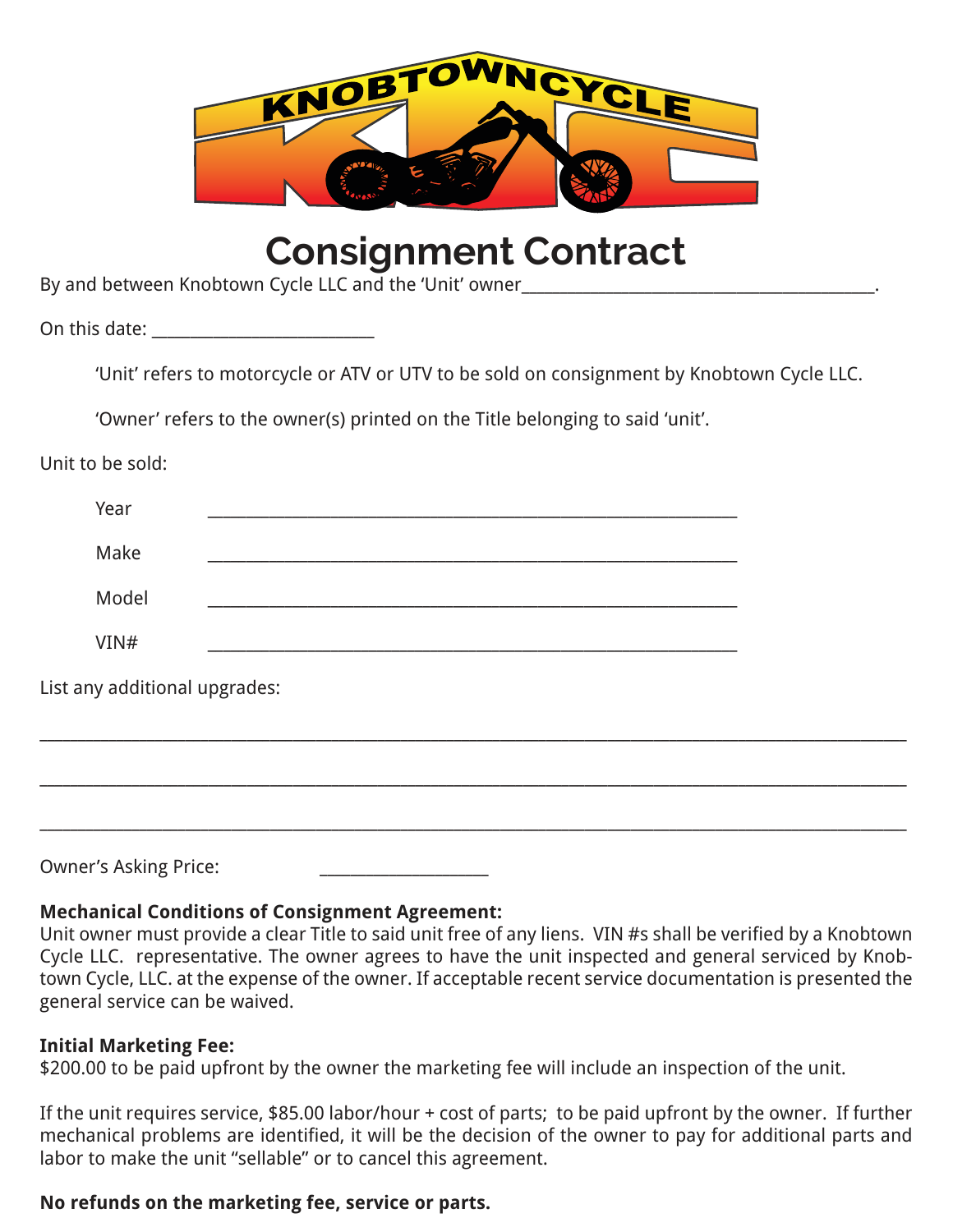# Consignment Contract

By and between Knobtown Cycle LLC and the 'Unit' owner________________________________________.

On this date: _________________________

> 'Unit' refers to motorcycle or ATV or UTV to be sold on consignment by Knobtown Cycle LLC.
>
> 'Owner' refers to the owner(s) printed on the Title belonging to said 'unit'.

Unit to be sold:

- Year ____________________________________________________________
- Make ____________________________________________________________
- Model ____________________________________________________________
- VIN# ____________________________________________________________

List any additional upgrades:

____________________________________________________________________________________________________

____________________________________________________________________________________________________

____________________________________________________________________________________________________

Owner's Asking Price: ___________________

**Mechanical Conditions of Consignment Agreement:**
Unit owner must provide a clear Title to said unit free of any liens. VIN #s shall be verified by a Knobtown Cycle LLC. representative. The owner agrees to have the unit inspected and general serviced by Knobtown Cycle, LLC. at the expense of the owner. If acceptable recent service documentation is presented the general service can be waived.

**Initial Marketing Fee:**
$200.00 to be paid upfront by the owner the marketing fee will include an inspection of the unit.

If the unit requires service, $85.00 labor/hour + cost of parts; to be paid upfront by the owner. If further mechanical problems are identified, it will be the decision of the owner to pay for additional parts and labor to make the unit "sellable" or to cancel this agreement.

**No refunds on the marketing fee, service or parts.**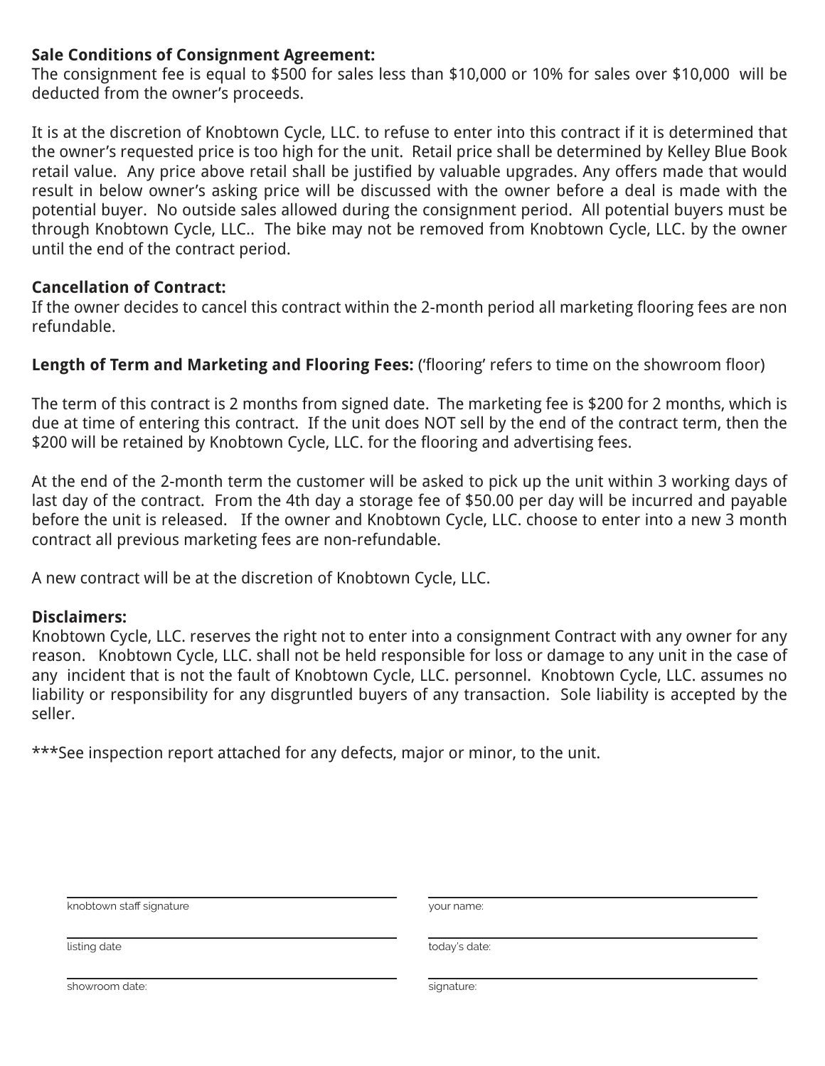**Sale Conditions of Consignment Agreement:**
The consignment fee is equal to $500 for sales less than $10,000 or 10% for sales over $10,000 will be deducted from the owner's proceeds.

It is at the discretion of Knobtown Cycle, LLC. to refuse to enter into this contract if it is determined that the owner's requested price is too high for the unit. Retail price shall be determined by Kelley Blue Book retail value. Any price above retail shall be justified by valuable upgrades. Any offers made that would result in below owner's asking price will be discussed with the owner before a deal is made with the potential buyer. No outside sales allowed during the consignment period. All potential buyers must be through Knobtown Cycle, LLC.. The bike may not be removed from Knobtown Cycle, LLC. by the owner until the end of the contract period.

**Cancellation of Contract:**
If the owner decides to cancel this contract within the 2-month period all marketing flooring fees are non refundable.

**Length of Term and Marketing and Flooring Fees:** ('flooring' refers to time on the showroom floor)

The term of this contract is 2 months from signed date. The marketing fee is $200 for 2 months, which is due at time of entering this contract. If the unit does NOT sell by the end of the contract term, then the $200 will be retained by Knobtown Cycle, LLC. for the flooring and advertising fees.

At the end of the 2-month term the customer will be asked to pick up the unit within 3 working days of last day of the contract. From the 4th day a storage fee of $50.00 per day will be incurred and payable before the unit is released. If the owner and Knobtown Cycle, LLC. choose to enter into a new 3 month contract all previous marketing fees are non-refundable.

A new contract will be at the discretion of Knobtown Cycle, LLC.

**Disclaimers:**
Knobtown Cycle, LLC. reserves the right not to enter into a consignment Contract with any owner for any reason. Knobtown Cycle, LLC. shall not be held responsible for loss or damage to any unit in the case of any incident that is not the fault of Knobtown Cycle, LLC. personnel. Knobtown Cycle, LLC. assumes no liability or responsibility for any disgruntled buyers of any transaction. Sole liability is accepted by the seller.

***See inspection report attached for any defects, major or minor, to the unit.

knobtown staff signature

your name:

listing date

today's date:

showroom date:

signature: